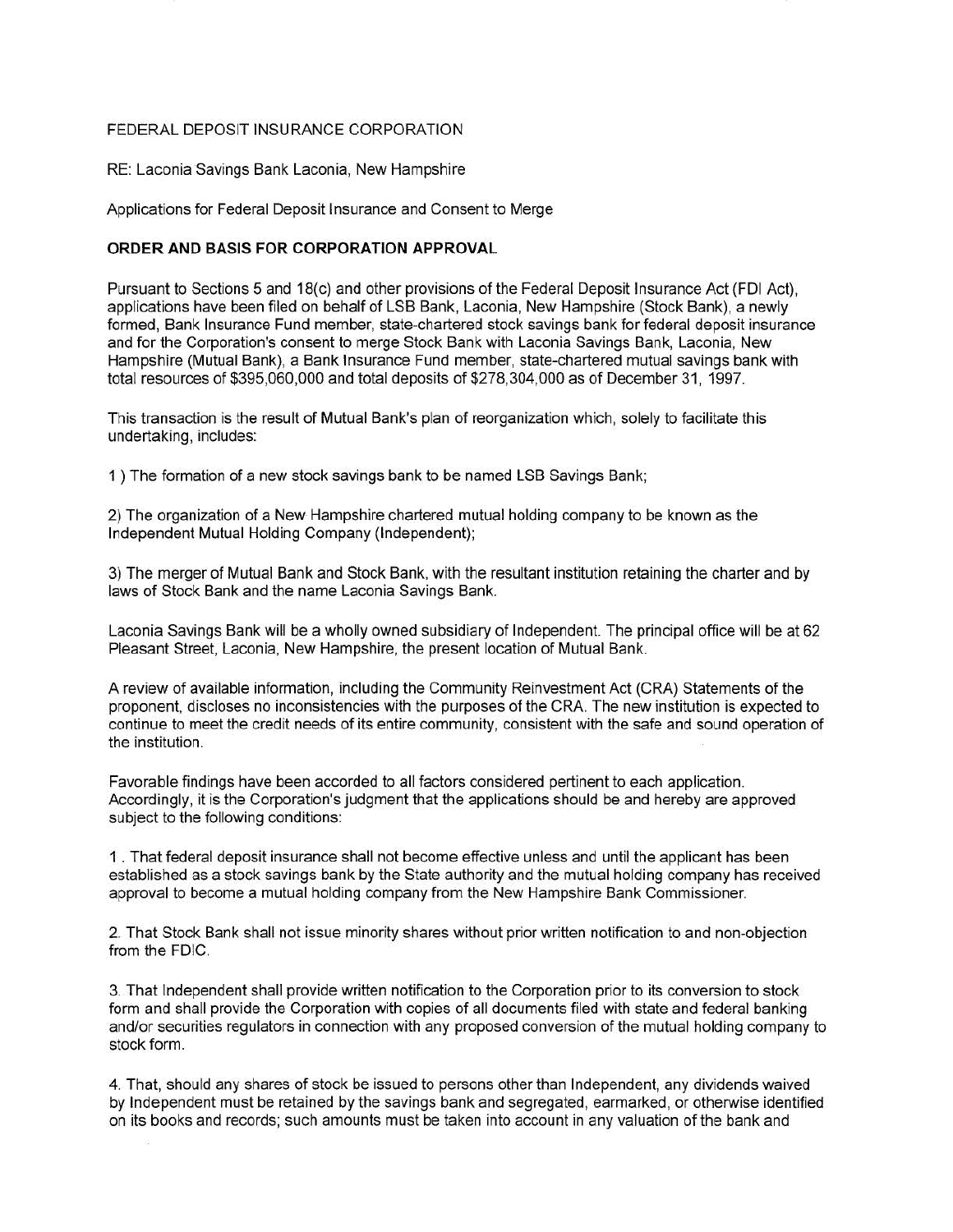FEDERAL DEPOSIT INSURANCE CORPORATION

RE: Laconia Savings Bank Laconia, New Hampshire

Applications for Federal Deposit Insurance and Consent to Merge

**ORDER AND BASIS FOR CORPORATION APPROVAL**

Pursuant to Sections 5 and 18(c) and other provisions of the Federal Deposit Insurance Act (FDI Act), applications have been filed on behalf of LSB Bank, Laconia, New Hampshire (Stock Bank), a newly formed, Bank Insurance Fund member, state-chartered stock savings bank for federal deposit insurance and for the Corporation's consent to merge Stock Bank with Laconia Savings Bank, Laconia, New Hampshire (Mutual Bank), a Bank Insurance Fund member, state-chartered mutual savings bank with total resources of $395,060,000 and total deposits of $278,304,000 as of December 31, 1997.

This transaction is the result of Mutual Bank's plan of reorganization which, solely to facilitate this undertaking, includes:

1 ) The formation of a new stock savings bank to be named LSB Savings Bank;

2) The organization of a New Hampshire chartered mutual holding company to be known as the Independent Mutual Holding Company (Independent);

3) The merger of Mutual Bank and Stock Bank, with the resultant institution retaining the charter and by laws of Stock Bank and the name Laconia Savings Bank.

Laconia Savings Bank will be a wholly owned subsidiary of Independent. The principal office will be at 62 Pleasant Street, Laconia, New Hampshire, the present location of Mutual Bank.

A review of available information, including the Community Reinvestment Act (CRA) Statements of the proponent, discloses no inconsistencies with the purposes of the CRA. The new institution is expected to continue to meet the credit needs of its entire community, consistent with the safe and sound operation of the institution.

Favorable findings have been accorded to all factors considered pertinent to each application. Accordingly, it is the Corporation's judgment that the applications should be and hereby are approved subject to the following conditions:

1 . That federal deposit insurance shall not become effective unless and until the applicant has been established as a stock savings bank by the State authority and the mutual holding company has received approval to become a mutual holding company from the New Hampshire Bank Commissioner.

2. That Stock Bank shall not issue minority shares without prior written notification to and non-objection from the FDIC.

3. That Independent shall provide written notification to the Corporation prior to its conversion to stock form and shall provide the Corporation with copies of all documents filed with state and federal banking and/or securities regulators in connection with any proposed conversion of the mutual holding company to stock form.

4. That, should any shares of stock be issued to persons other than Independent, any dividends waived by Independent must be retained by the savings bank and segregated, earmarked, or otherwise identified on its books and records; such amounts must be taken into account in any valuation of the bank and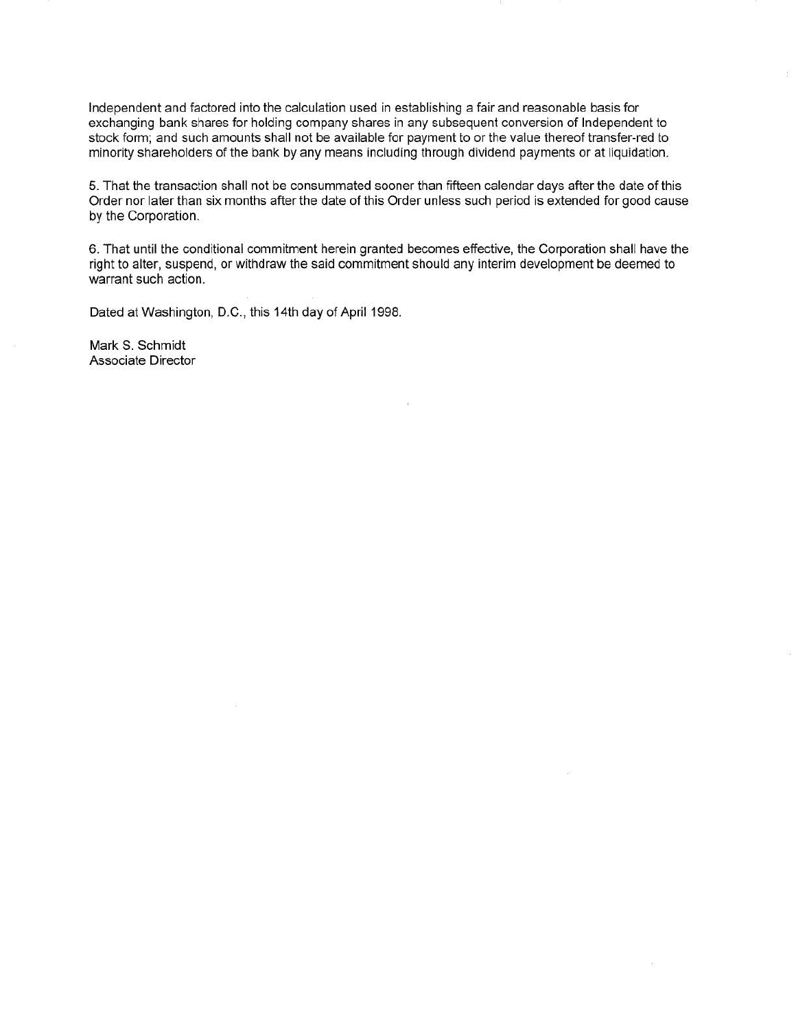Independent and factored into the calculation used in establishing a fair and reasonable basis for exchanging bank shares for holding company shares in any subsequent conversion of Independent to stock form; and such amounts shall not be available for payment to or the value thereof transfer-red to minority shareholders of the bank by any means including through dividend payments or at liquidation.

5. That the transaction shall not be consummated sooner than fifteen calendar days after the date of this Order nor later than six months after the date of this Order unless such period is extended for good cause by the Corporation.

6. That until the conditional commitment herein granted becomes effective, the Corporation shall have the right to alter, suspend, or withdraw the said commitment should any interim development be deemed to warrant such action.

Dated at Washington, D.C., this 14th day of April 1998.

Mark S. Schmidt  
Associate Director